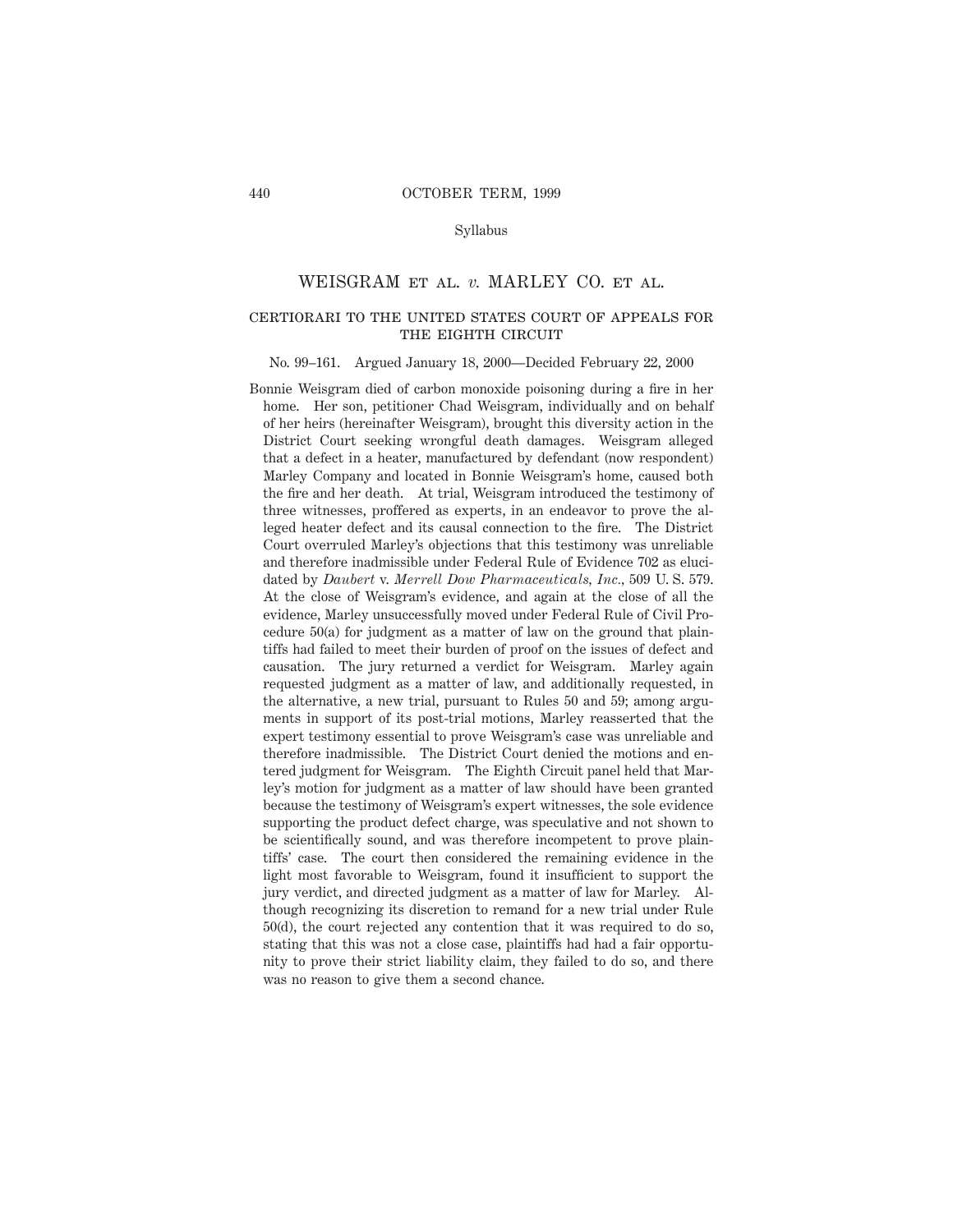Syllabus

# WEISGRAM ET AL. *v.* MARLEY CO. ET AL.

## CERTIORARI TO THE UNITED STATES COURT OF APPEALS FOR THE EIGHTH CIRCUIT

No. 99–161. Argued January 18, 2000—Decided February 22, 2000

Bonnie Weisgram died of carbon monoxide poisoning during a fire in her home. Her son, petitioner Chad Weisgram, individually and on behalf of her heirs (hereinafter Weisgram), brought this diversity action in the District Court seeking wrongful death damages. Weisgram alleged that a defect in a heater, manufactured by defendant (now respondent) Marley Company and located in Bonnie Weisgram's home, caused both the fire and her death. At trial, Weisgram introduced the testimony of three witnesses, proffered as experts, in an endeavor to prove the alleged heater defect and its causal connection to the fire. The District Court overruled Marley's objections that this testimony was unreliable and therefore inadmissible under Federal Rule of Evidence 702 as elucidated by *Daubert* v. *Merrell Dow Pharmaceuticals, Inc.*, 509 U. S. 579. At the close of Weisgram's evidence, and again at the close of all the evidence, Marley unsuccessfully moved under Federal Rule of Civil Procedure 50(a) for judgment as a matter of law on the ground that plaintiffs had failed to meet their burden of proof on the issues of defect and causation. The jury returned a verdict for Weisgram. Marley again requested judgment as a matter of law, and additionally requested, in the alternative, a new trial, pursuant to Rules 50 and 59; among arguments in support of its post-trial motions, Marley reasserted that the expert testimony essential to prove Weisgram's case was unreliable and therefore inadmissible. The District Court denied the motions and entered judgment for Weisgram. The Eighth Circuit panel held that Marley's motion for judgment as a matter of law should have been granted because the testimony of Weisgram's expert witnesses, the sole evidence supporting the product defect charge, was speculative and not shown to be scientifically sound, and was therefore incompetent to prove plaintiffs' case. The court then considered the remaining evidence in the light most favorable to Weisgram, found it insufficient to support the jury verdict, and directed judgment as a matter of law for Marley. Although recognizing its discretion to remand for a new trial under Rule 50(d), the court rejected any contention that it was required to do so, stating that this was not a close case, plaintiffs had had a fair opportunity to prove their strict liability claim, they failed to do so, and there was no reason to give them a second chance.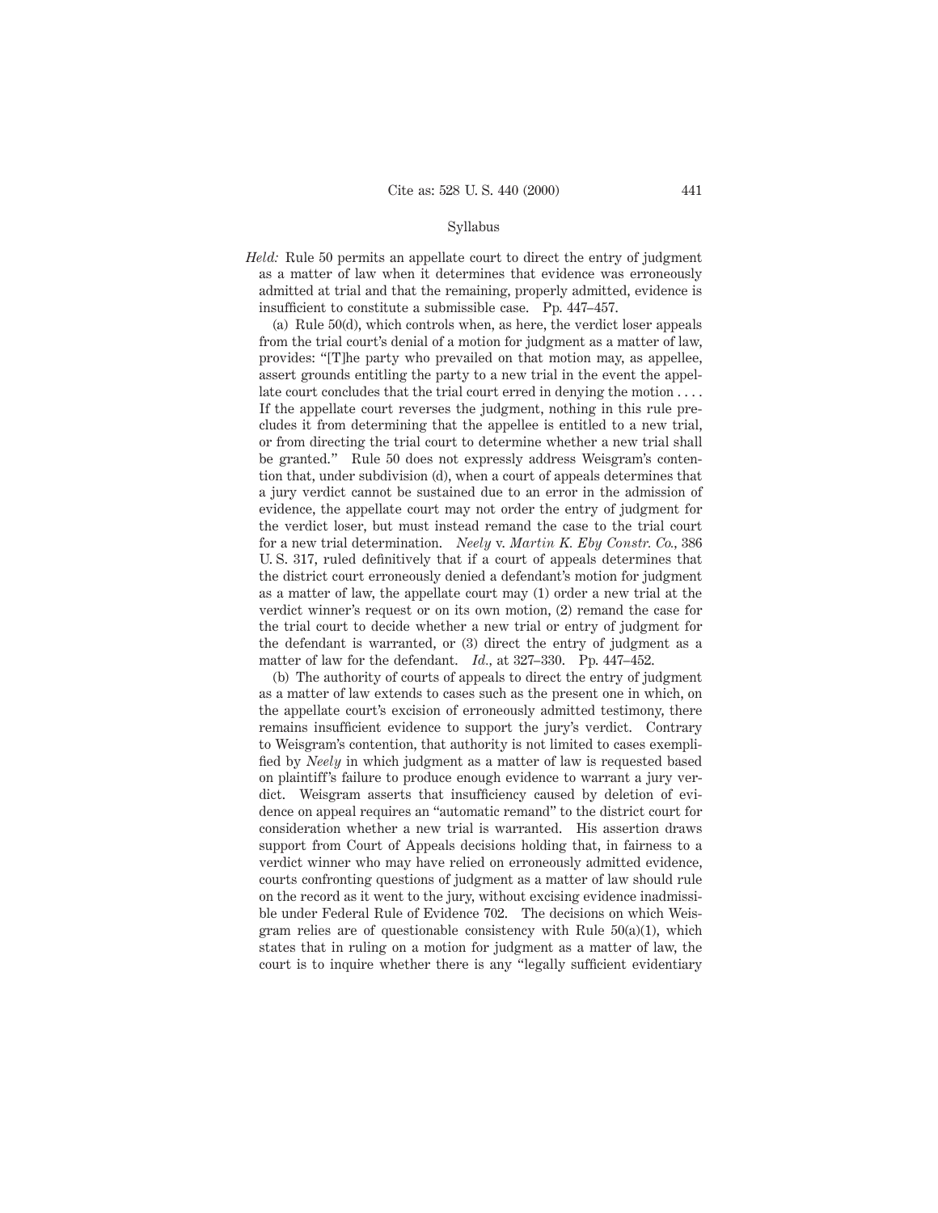Syllabus

*Held:* Rule 50 permits an appellate court to direct the entry of judgment as a matter of law when it determines that evidence was erroneously admitted at trial and that the remaining, properly admitted, evidence is insufficient to constitute a submissible case. Pp. 447–457.

(a) Rule 50(d), which controls when, as here, the verdict loser appeals from the trial court's denial of a motion for judgment as a matter of law, provides: "[T]he party who prevailed on that motion may, as appellee, assert grounds entitling the party to a new trial in the event the appellate court concludes that the trial court erred in denying the motion . . . . If the appellate court reverses the judgment, nothing in this rule precludes it from determining that the appellee is entitled to a new trial, or from directing the trial court to determine whether a new trial shall be granted." Rule 50 does not expressly address Weisgram's contention that, under subdivision (d), when a court of appeals determines that a jury verdict cannot be sustained due to an error in the admission of evidence, the appellate court may not order the entry of judgment for the verdict loser, but must instead remand the case to the trial court for a new trial determination. *Neely* v. *Martin K. Eby Constr. Co.*, 386 U. S. 317, ruled definitively that if a court of appeals determines that the district court erroneously denied a defendant's motion for judgment as a matter of law, the appellate court may (1) order a new trial at the verdict winner's request or on its own motion, (2) remand the case for the trial court to decide whether a new trial or entry of judgment for the defendant is warranted, or (3) direct the entry of judgment as a matter of law for the defendant. *Id.*, at 327–330. Pp. 447–452.

(b) The authority of courts of appeals to direct the entry of judgment as a matter of law extends to cases such as the present one in which, on the appellate court's excision of erroneously admitted testimony, there remains insufficient evidence to support the jury's verdict. Contrary to Weisgram's contention, that authority is not limited to cases exemplified by *Neely* in which judgment as a matter of law is requested based on plaintiff's failure to produce enough evidence to warrant a jury verdict. Weisgram asserts that insufficiency caused by deletion of evidence on appeal requires an "automatic remand" to the district court for consideration whether a new trial is warranted. His assertion draws support from Court of Appeals decisions holding that, in fairness to a verdict winner who may have relied on erroneously admitted evidence, courts confronting questions of judgment as a matter of law should rule on the record as it went to the jury, without excising evidence inadmissible under Federal Rule of Evidence 702. The decisions on which Weisgram relies are of questionable consistency with Rule 50(a)(1), which states that in ruling on a motion for judgment as a matter of law, the court is to inquire whether there is any "legally sufficient evidentiary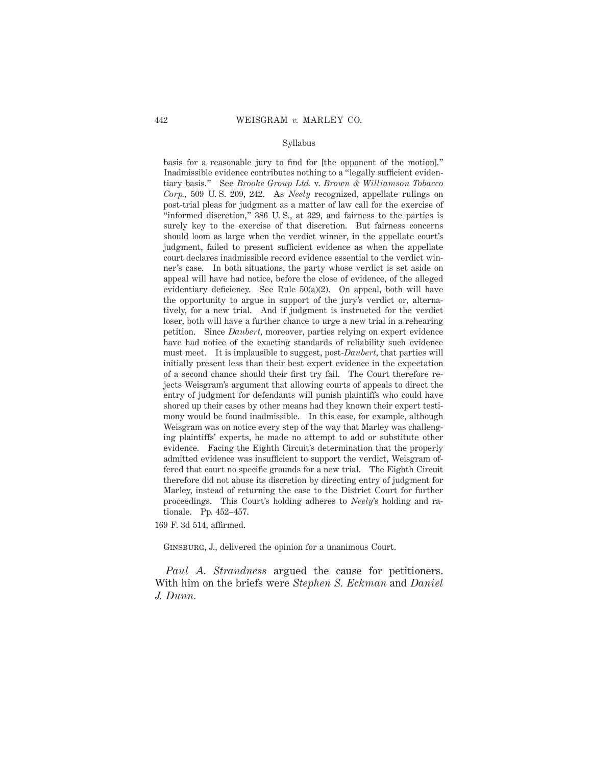Syllabus

basis for a reasonable jury to find for [the opponent of the motion]." Inadmissible evidence contributes nothing to a "legally sufficient evidentiary basis." See *Brooke Group Ltd.* v. *Brown & Williamson Tobacco Corp.*, 509 U. S. 209, 242. As *Neely* recognized, appellate rulings on post-trial pleas for judgment as a matter of law call for the exercise of "informed discretion," 386 U. S., at 329, and fairness to the parties is surely key to the exercise of that discretion. But fairness concerns should loom as large when the verdict winner, in the appellate court's judgment, failed to present sufficient evidence as when the appellate court declares inadmissible record evidence essential to the verdict winner's case. In both situations, the party whose verdict is set aside on appeal will have had notice, before the close of evidence, of the alleged evidentiary deficiency. See Rule 50(a)(2). On appeal, both will have the opportunity to argue in support of the jury's verdict or, alternatively, for a new trial. And if judgment is instructed for the verdict loser, both will have a further chance to urge a new trial in a rehearing petition. Since *Daubert*, moreover, parties relying on expert evidence have had notice of the exacting standards of reliability such evidence must meet. It is implausible to suggest, post-*Daubert*, that parties will initially present less than their best expert evidence in the expectation of a second chance should their first try fail. The Court therefore rejects Weisgram's argument that allowing courts of appeals to direct the entry of judgment for defendants will punish plaintiffs who could have shored up their cases by other means had they known their expert testimony would be found inadmissible. In this case, for example, although Weisgram was on notice every step of the way that Marley was challenging plaintiffs' experts, he made no attempt to add or substitute other evidence. Facing the Eighth Circuit's determination that the properly admitted evidence was insufficient to support the verdict, Weisgram offered that court no specific grounds for a new trial. The Eighth Circuit therefore did not abuse its discretion by directing entry of judgment for Marley, instead of returning the case to the District Court for further proceedings. This Court's holding adheres to *Neely*'s holding and rationale. Pp. 452–457.

169 F. 3d 514, affirmed.

Ginsburg, J., delivered the opinion for a unanimous Court.

*Paul A. Strandness* argued the cause for petitioners. With him on the briefs were *Stephen S. Eckman* and *Daniel J. Dunn.*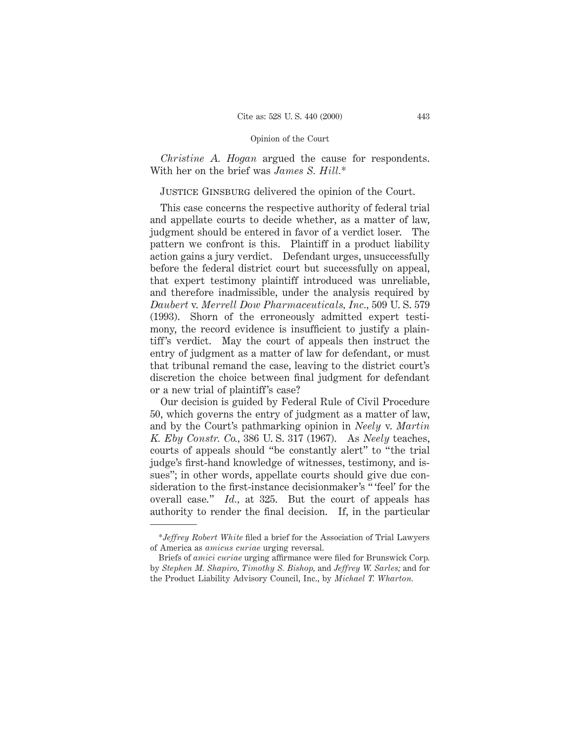*Christine A. Hogan* argued the cause for respondents. With her on the brief was *James S. Hill.**

Justice Ginsburg delivered the opinion of the Court.

This case concerns the respective authority of federal trial and appellate courts to decide whether, as a matter of law, judgment should be entered in favor of a verdict loser. The pattern we confront is this. Plaintiff in a product liability action gains a jury verdict. Defendant urges, unsuccessfully before the federal district court but successfully on appeal, that expert testimony plaintiff introduced was unreliable, and therefore inadmissible, under the analysis required by *Daubert* v. *Merrell Dow Pharmaceuticals, Inc.*, 509 U. S. 579 (1993). Shorn of the erroneously admitted expert testimony, the record evidence is insufficient to justify a plaintiff's verdict. May the court of appeals then instruct the entry of judgment as a matter of law for defendant, or must that tribunal remand the case, leaving to the district court's discretion the choice between final judgment for defendant or a new trial of plaintiff's case?

Our decision is guided by Federal Rule of Civil Procedure 50, which governs the entry of judgment as a matter of law, and by the Court's pathmarking opinion in *Neely* v. *Martin K. Eby Constr. Co.*, 386 U. S. 317 (1967). As *Neely* teaches, courts of appeals should "be constantly alert" to "the trial judge's first-hand knowledge of witnesses, testimony, and issues"; in other words, appellate courts should give due consideration to the first-instance decisionmaker's "'feel' for the overall case." *Id.*, at 325. But the court of appeals has authority to render the final decision. If, in the particular

---

**Jeffrey Robert White* filed a brief for the Association of Trial Lawyers of America as *amicus curiae* urging reversal.

Briefs of *amici curiae* urging affirmance were filed for Brunswick Corp. by *Stephen M. Shapiro*, *Timothy S. Bishop*, and *Jeffrey W. Sarles;* and for the Product Liability Advisory Council, Inc., by *Michael T. Wharton.*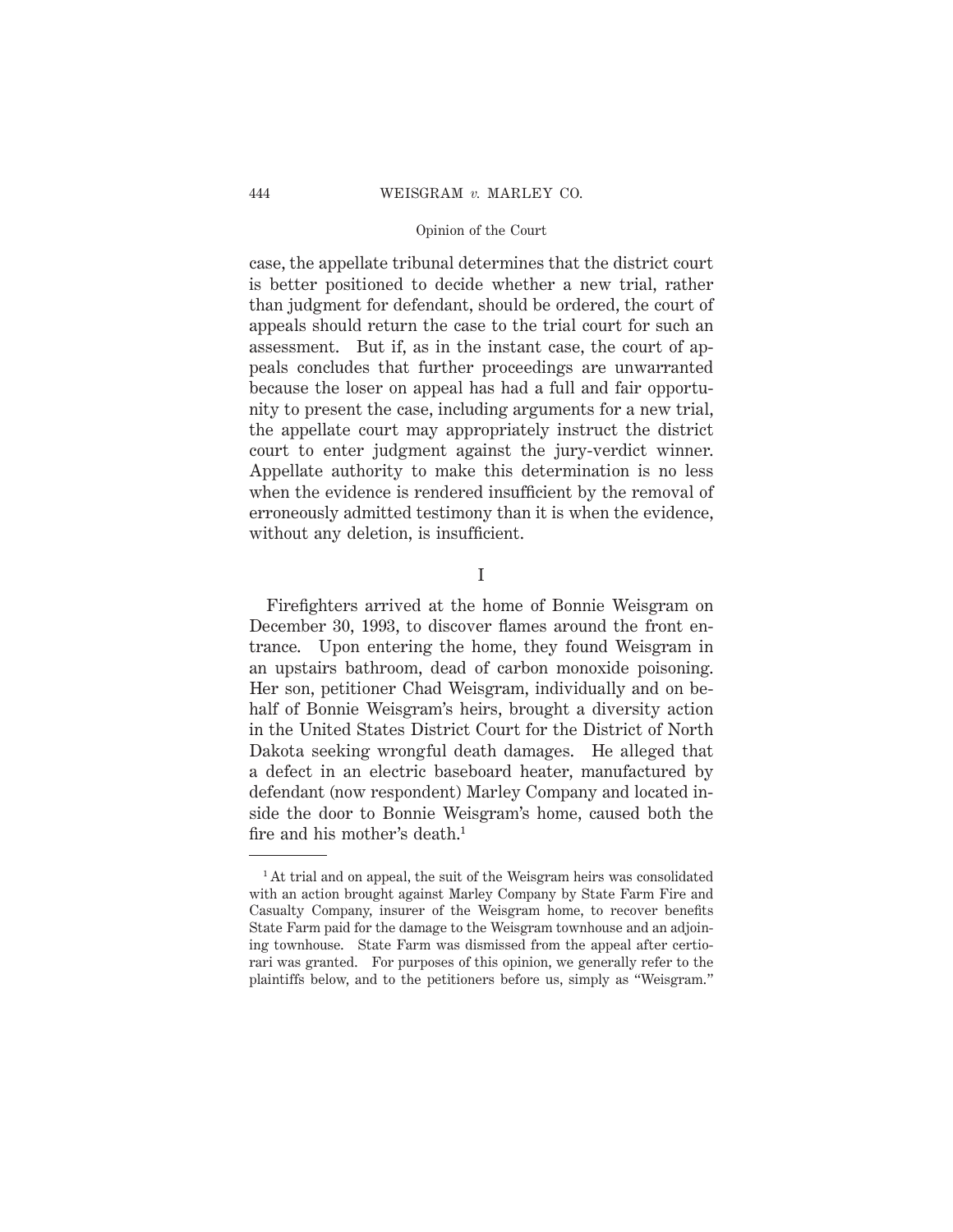case, the appellate tribunal determines that the district court is better positioned to decide whether a new trial, rather than judgment for defendant, should be ordered, the court of appeals should return the case to the trial court for such an assessment. But if, as in the instant case, the court of appeals concludes that further proceedings are unwarranted because the loser on appeal has had a full and fair opportunity to present the case, including arguments for a new trial, the appellate court may appropriately instruct the district court to enter judgment against the jury-verdict winner. Appellate authority to make this determination is no less when the evidence is rendered insufficient by the removal of erroneously admitted testimony than it is when the evidence, without any deletion, is insufficient.

## I

Firefighters arrived at the home of Bonnie Weisgram on December 30, 1993, to discover flames around the front entrance. Upon entering the home, they found Weisgram in an upstairs bathroom, dead of carbon monoxide poisoning. Her son, petitioner Chad Weisgram, individually and on behalf of Bonnie Weisgram's heirs, brought a diversity action in the United States District Court for the District of North Dakota seeking wrongful death damages. He alleged that a defect in an electric baseboard heater, manufactured by defendant (now respondent) Marley Company and located inside the door to Bonnie Weisgram's home, caused both the fire and his mother's death.[1]

[1] At trial and on appeal, the suit of the Weisgram heirs was consolidated with an action brought against Marley Company by State Farm Fire and Casualty Company, insurer of the Weisgram home, to recover benefits State Farm paid for the damage to the Weisgram townhouse and an adjoining townhouse. State Farm was dismissed from the appeal after certiorari was granted. For purposes of this opinion, we generally refer to the plaintiffs below, and to the petitioners before us, simply as "Weisgram."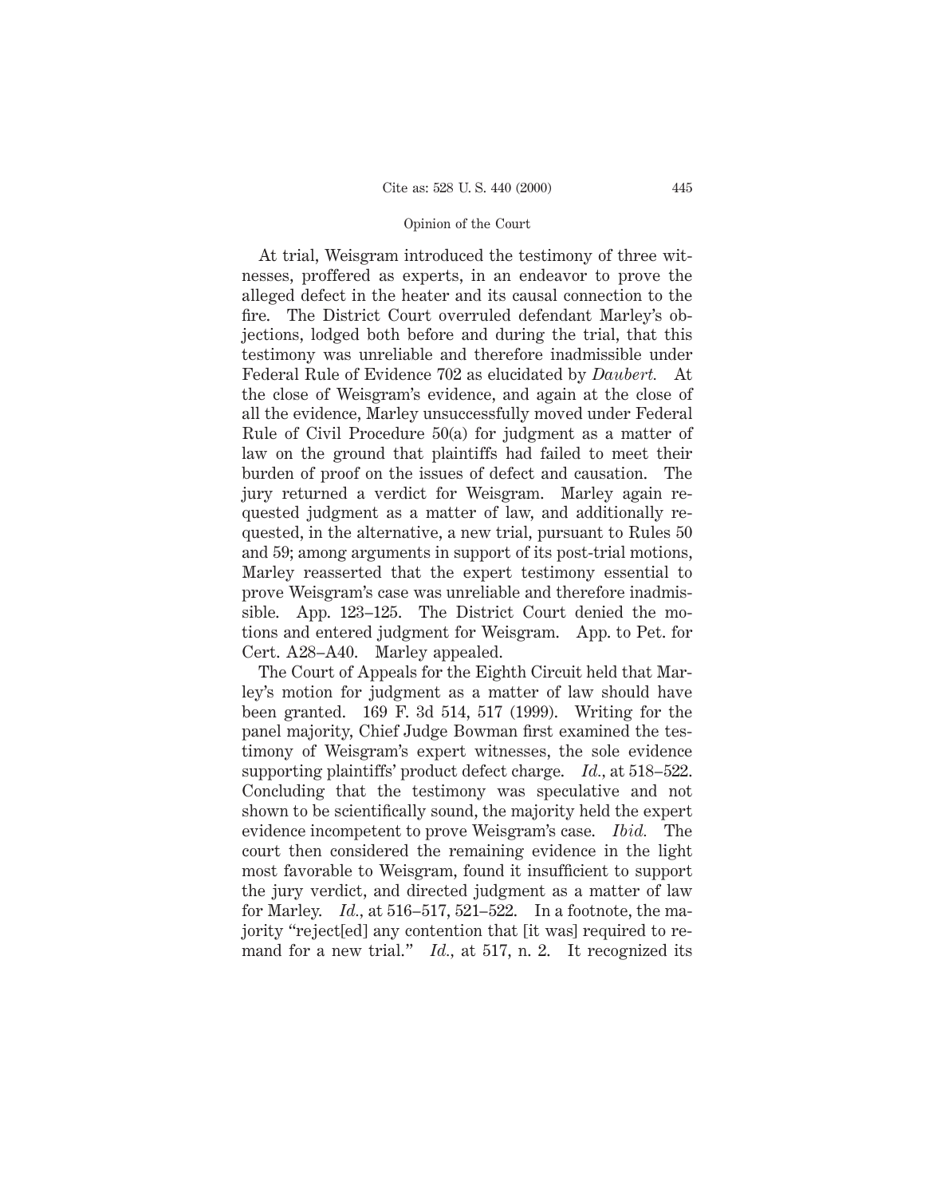At trial, Weisgram introduced the testimony of three witnesses, proffered as experts, in an endeavor to prove the alleged defect in the heater and its causal connection to the fire. The District Court overruled defendant Marley's objections, lodged both before and during the trial, that this testimony was unreliable and therefore inadmissible under Federal Rule of Evidence 702 as elucidated by *Daubert.* At the close of Weisgram's evidence, and again at the close of all the evidence, Marley unsuccessfully moved under Federal Rule of Civil Procedure 50(a) for judgment as a matter of law on the ground that plaintiffs had failed to meet their burden of proof on the issues of defect and causation. The jury returned a verdict for Weisgram. Marley again requested judgment as a matter of law, and additionally requested, in the alternative, a new trial, pursuant to Rules 50 and 59; among arguments in support of its post-trial motions, Marley reasserted that the expert testimony essential to prove Weisgram's case was unreliable and therefore inadmissible. App. 123–125. The District Court denied the motions and entered judgment for Weisgram. App. to Pet. for Cert. A28–A40. Marley appealed.

The Court of Appeals for the Eighth Circuit held that Marley's motion for judgment as a matter of law should have been granted. 169 F. 3d 514, 517 (1999). Writing for the panel majority, Chief Judge Bowman first examined the testimony of Weisgram's expert witnesses, the sole evidence supporting plaintiffs' product defect charge. *Id.*, at 518–522. Concluding that the testimony was speculative and not shown to be scientifically sound, the majority held the expert evidence incompetent to prove Weisgram's case. *Ibid.* The court then considered the remaining evidence in the light most favorable to Weisgram, found it insufficient to support the jury verdict, and directed judgment as a matter of law for Marley. *Id.*, at 516–517, 521–522. In a footnote, the majority "reject[ed] any contention that [it was] required to remand for a new trial." *Id.*, at 517, n. 2. It recognized its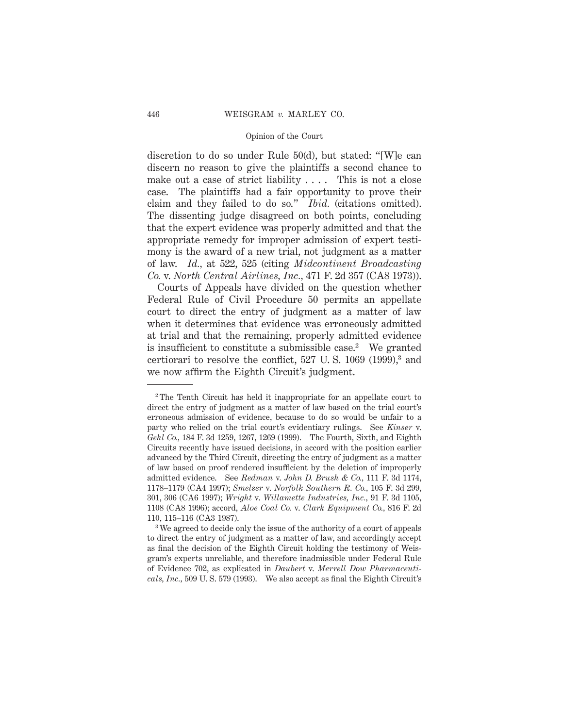discretion to do so under Rule 50(d), but stated: "[W]e can discern no reason to give the plaintiffs a second chance to make out a case of strict liability . . . . This is not a close case. The plaintiffs had a fair opportunity to prove their claim and they failed to do so." *Ibid.* (citations omitted). The dissenting judge disagreed on both points, concluding that the expert evidence was properly admitted and that the appropriate remedy for improper admission of expert testimony is the award of a new trial, not judgment as a matter of law. *Id.*, at 522, 525 (citing *Midcontinent Broadcasting Co.* v. *North Central Airlines, Inc.*, 471 F. 2d 357 (CA8 1973)).

Courts of Appeals have divided on the question whether Federal Rule of Civil Procedure 50 permits an appellate court to direct the entry of judgment as a matter of law when it determines that evidence was erroneously admitted at trial and that the remaining, properly admitted evidence is insufficient to constitute a submissible case.[2] We granted certiorari to resolve the conflict, 527 U. S. 1069 (1999),[3] and we now affirm the Eighth Circuit's judgment.

---

[2] The Tenth Circuit has held it inappropriate for an appellate court to direct the entry of judgment as a matter of law based on the trial court's erroneous admission of evidence, because to do so would be unfair to a party who relied on the trial court's evidentiary rulings. See *Kinser* v. *Gehl Co.*, 184 F. 3d 1259, 1267, 1269 (1999). The Fourth, Sixth, and Eighth Circuits recently have issued decisions, in accord with the position earlier advanced by the Third Circuit, directing the entry of judgment as a matter of law based on proof rendered insufficient by the deletion of improperly admitted evidence. See *Redman* v. *John D. Brush & Co.*, 111 F. 3d 1174, 1178–1179 (CA4 1997); *Smelser* v. *Norfolk Southern R. Co.*, 105 F. 3d 299, 301, 306 (CA6 1997); *Wright* v. *Willamette Industries, Inc.*, 91 F. 3d 1105, 1108 (CA8 1996); accord, *Aloe Coal Co.* v. *Clark Equipment Co.*, 816 F. 2d 110, 115–116 (CA3 1987).

[3] We agreed to decide only the issue of the authority of a court of appeals to direct the entry of judgment as a matter of law, and accordingly accept as final the decision of the Eighth Circuit holding the testimony of Weisgram's experts unreliable, and therefore inadmissible under Federal Rule of Evidence 702, as explicated in *Daubert* v. *Merrell Dow Pharmaceuticals, Inc.*, 509 U. S. 579 (1993). We also accept as final the Eighth Circuit's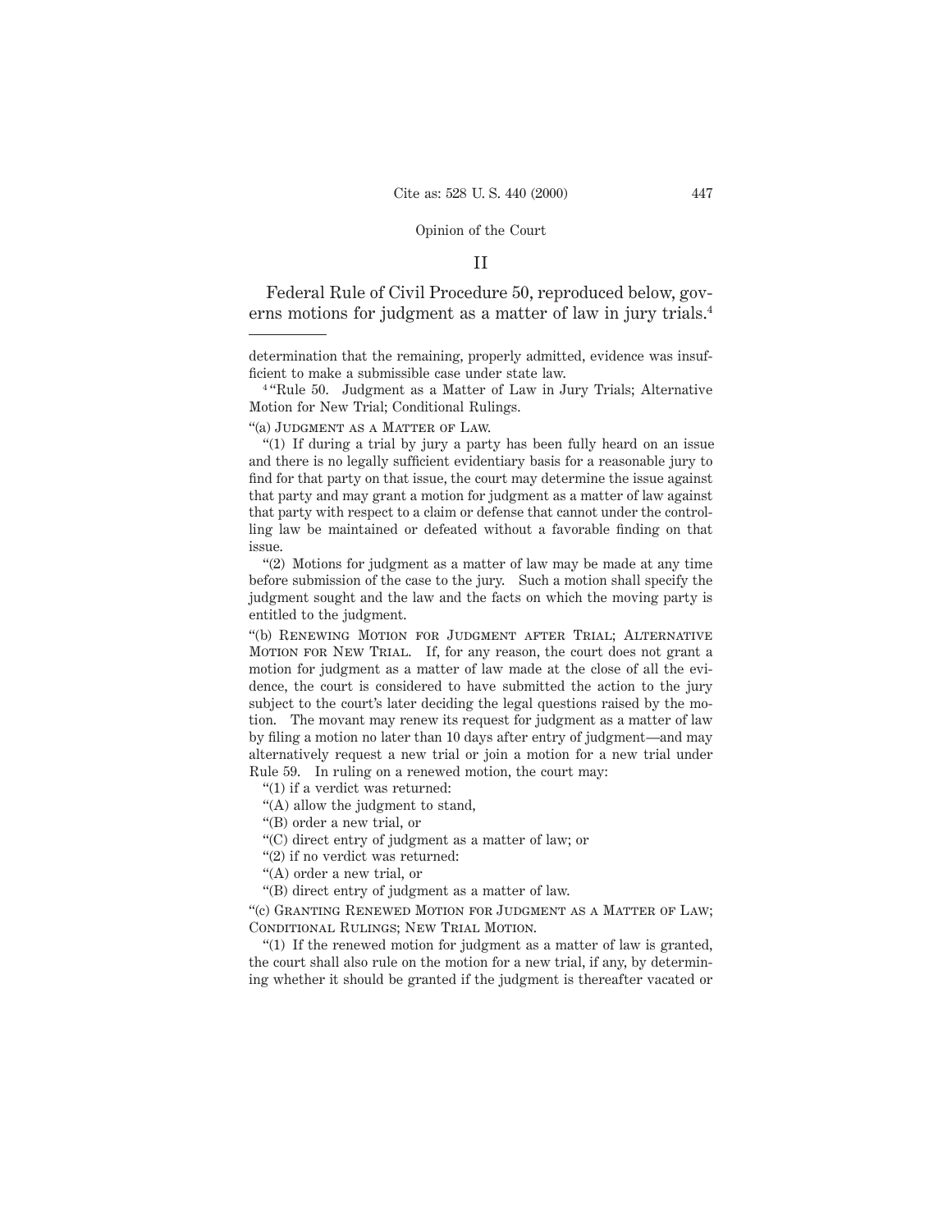## II

Federal Rule of Civil Procedure 50, reproduced below, governs motions for judgment as a matter of law in jury trials.[4]

---

determination that the remaining, properly admitted, evidence was insufficient to make a submissible case under state law.

[4] "Rule 50. Judgment as a Matter of Law in Jury Trials; Alternative Motion for New Trial; Conditional Rulings.

"(a) Judgment as a Matter of Law.

"(1) If during a trial by jury a party has been fully heard on an issue and there is no legally sufficient evidentiary basis for a reasonable jury to find for that party on that issue, the court may determine the issue against that party and may grant a motion for judgment as a matter of law against that party with respect to a claim or defense that cannot under the controlling law be maintained or defeated without a favorable finding on that issue.

"(2) Motions for judgment as a matter of law may be made at any time before submission of the case to the jury. Such a motion shall specify the judgment sought and the law and the facts on which the moving party is entitled to the judgment.

"(b) Renewing Motion for Judgment after Trial; Alternative Motion for New Trial. If, for any reason, the court does not grant a motion for judgment as a matter of law made at the close of all the evidence, the court is considered to have submitted the action to the jury subject to the court's later deciding the legal questions raised by the motion. The movant may renew its request for judgment as a matter of law by filing a motion no later than 10 days after entry of judgment—and may alternatively request a new trial or join a motion for a new trial under Rule 59. In ruling on a renewed motion, the court may:

"(1) if a verdict was returned:

"(A) allow the judgment to stand,

"(B) order a new trial, or

"(C) direct entry of judgment as a matter of law; or

"(2) if no verdict was returned:

"(A) order a new trial, or

"(B) direct entry of judgment as a matter of law.

"(c) Granting Renewed Motion for Judgment as a Matter of Law; Conditional Rulings; New Trial Motion.

"(1) If the renewed motion for judgment as a matter of law is granted, the court shall also rule on the motion for a new trial, if any, by determining whether it should be granted if the judgment is thereafter vacated or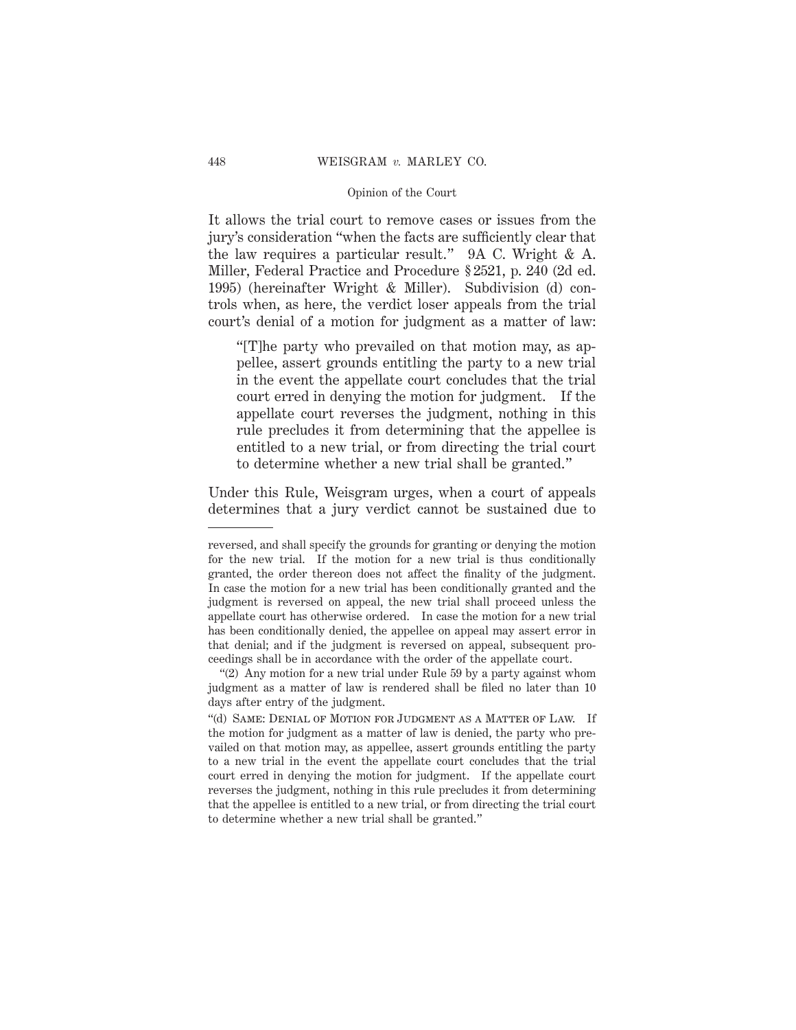It allows the trial court to remove cases or issues from the jury's consideration "when the facts are sufficiently clear that the law requires a particular result." 9A C. Wright & A. Miller, Federal Practice and Procedure § 2521, p. 240 (2d ed. 1995) (hereinafter Wright & Miller). Subdivision (d) controls when, as here, the verdict loser appeals from the trial court's denial of a motion for judgment as a matter of law:

> "[T]he party who prevailed on that motion may, as appellee, assert grounds entitling the party to a new trial in the event the appellate court concludes that the trial court erred in denying the motion for judgment. If the appellate court reverses the judgment, nothing in this rule precludes it from determining that the appellee is entitled to a new trial, or from directing the trial court to determine whether a new trial shall be granted."

Under this Rule, Weisgram urges, when a court of appeals determines that a jury verdict cannot be sustained due to

---

reversed, and shall specify the grounds for granting or denying the motion for the new trial. If the motion for a new trial is thus conditionally granted, the order thereon does not affect the finality of the judgment. In case the motion for a new trial has been conditionally granted and the judgment is reversed on appeal, the new trial shall proceed unless the appellate court has otherwise ordered. In case the motion for a new trial has been conditionally denied, the appellee on appeal may assert error in that denial; and if the judgment is reversed on appeal, subsequent proceedings shall be in accordance with the order of the appellate court.

"(2) Any motion for a new trial under Rule 59 by a party against whom judgment as a matter of law is rendered shall be filed no later than 10 days after entry of the judgment.

"(d) Same: Denial of Motion for Judgment as a Matter of Law. If the motion for judgment as a matter of law is denied, the party who prevailed on that motion may, as appellee, assert grounds entitling the party to a new trial in the event the appellate court concludes that the trial court erred in denying the motion for judgment. If the appellate court reverses the judgment, nothing in this rule precludes it from determining that the appellee is entitled to a new trial, or from directing the trial court to determine whether a new trial shall be granted."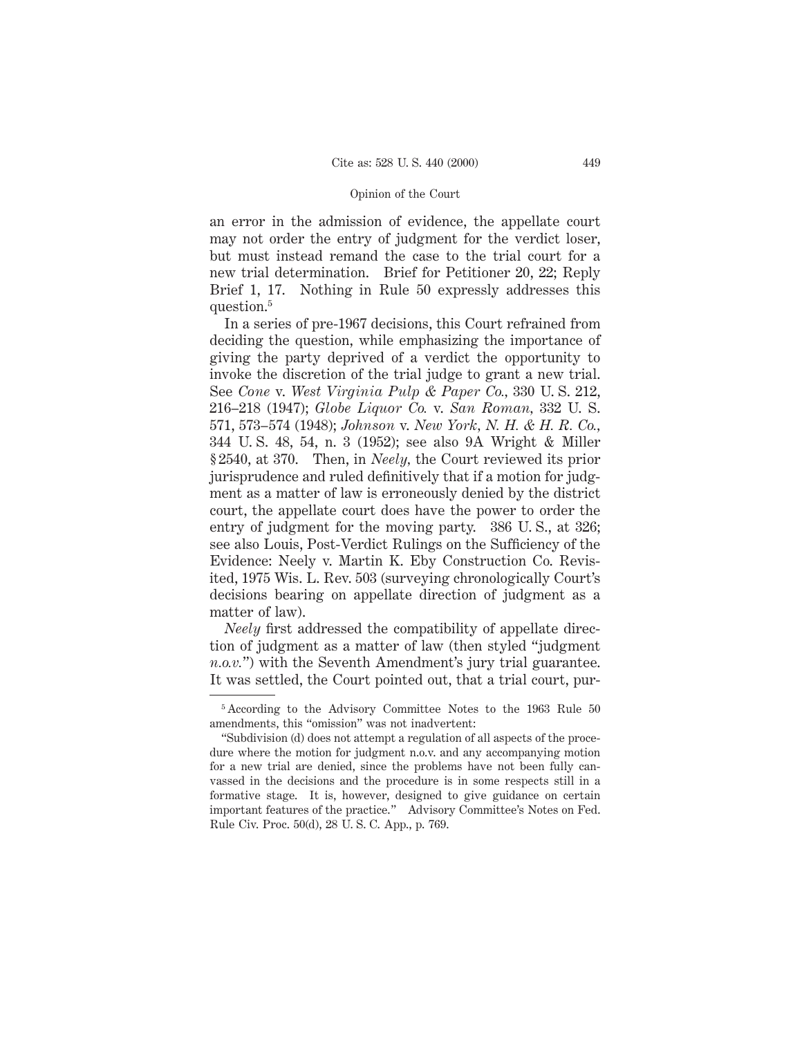an error in the admission of evidence, the appellate court may not order the entry of judgment for the verdict loser, but must instead remand the case to the trial court for a new trial determination. Brief for Petitioner 20, 22; Reply Brief 1, 17. Nothing in Rule 50 expressly addresses this question.[5]

In a series of pre-1967 decisions, this Court refrained from deciding the question, while emphasizing the importance of giving the party deprived of a verdict the opportunity to invoke the discretion of the trial judge to grant a new trial. See *Cone* v. *West Virginia Pulp & Paper Co.*, 330 U. S. 212, 216–218 (1947); *Globe Liquor Co.* v. *San Roman*, 332 U. S. 571, 573–574 (1948); *Johnson* v. *New York, N. H. & H. R. Co.*, 344 U. S. 48, 54, n. 3 (1952); see also 9A Wright & Miller § 2540, at 370. Then, in *Neely*, the Court reviewed its prior jurisprudence and ruled definitively that if a motion for judgment as a matter of law is erroneously denied by the district court, the appellate court does have the power to order the entry of judgment for the moving party. 386 U. S., at 326; see also Louis, Post-Verdict Rulings on the Sufficiency of the Evidence: Neely v. Martin K. Eby Construction Co. Revisited, 1975 Wis. L. Rev. 503 (surveying chronologically Court's decisions bearing on appellate direction of judgment as a matter of law).

*Neely* first addressed the compatibility of appellate direction of judgment as a matter of law (then styled "judgment *n.o.v.*") with the Seventh Amendment's jury trial guarantee. It was settled, the Court pointed out, that a trial court, pur-

---

[5] According to the Advisory Committee Notes to the 1963 Rule 50 amendments, this "omission" was not inadvertent:

"Subdivision (d) does not attempt a regulation of all aspects of the procedure where the motion for judgment n.o.v. and any accompanying motion for a new trial are denied, since the problems have not been fully canvassed in the decisions and the procedure is in some respects still in a formative stage. It is, however, designed to give guidance on certain important features of the practice." Advisory Committee's Notes on Fed. Rule Civ. Proc. 50(d), 28 U. S. C. App., p. 769.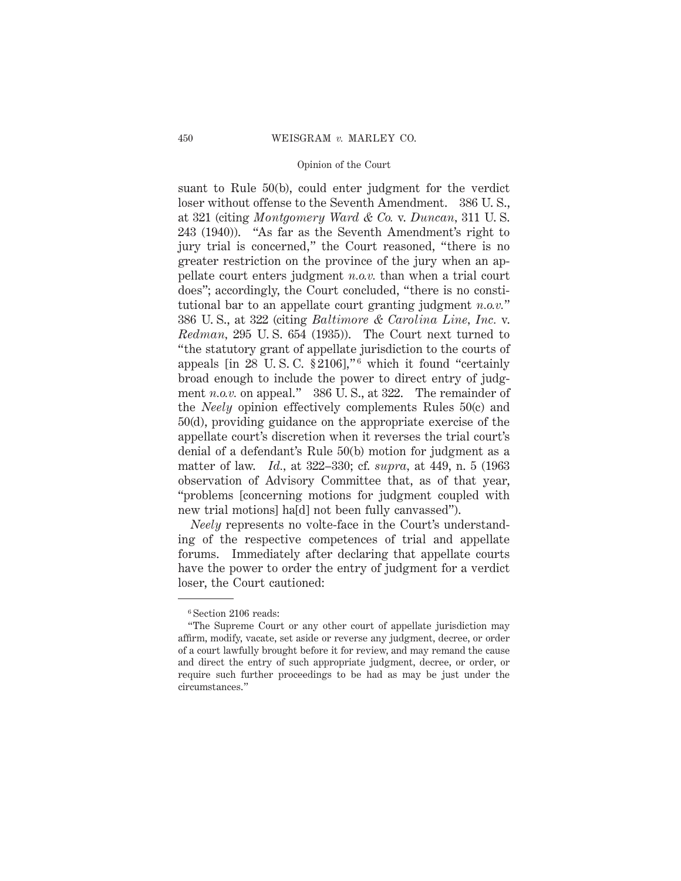suant to Rule 50(b), could enter judgment for the verdict loser without offense to the Seventh Amendment. 386 U. S., at 321 (citing *Montgomery Ward & Co.* v. *Duncan,* 311 U. S. 243 (1940)). "As far as the Seventh Amendment's right to jury trial is concerned," the Court reasoned, "there is no greater restriction on the province of the jury when an appellate court enters judgment *n.o.v.* than when a trial court does"; accordingly, the Court concluded, "there is no constitutional bar to an appellate court granting judgment *n.o.v.*" 386 U. S., at 322 (citing *Baltimore & Carolina Line, Inc.* v. *Redman,* 295 U. S. 654 (1935)). The Court next turned to "the statutory grant of appellate jurisdiction to the courts of appeals [in 28 U. S. C. § 2106]," [6] which it found "certainly broad enough to include the power to direct entry of judgment *n.o.v.* on appeal." 386 U. S., at 322. The remainder of the *Neely* opinion effectively complements Rules 50(c) and 50(d), providing guidance on the appropriate exercise of the appellate court's discretion when it reverses the trial court's denial of a defendant's Rule 50(b) motion for judgment as a matter of law. *Id.,* at 322–330; cf. *supra,* at 449, n. 5 (1963 observation of Advisory Committee that, as of that year, "problems [concerning motions for judgment coupled with new trial motions] ha[d] not been fully canvassed").

*Neely* represents no volte-face in the Court's understanding of the respective competences of trial and appellate forums. Immediately after declaring that appellate courts have the power to order the entry of judgment for a verdict loser, the Court cautioned:

---

[6] Section 2106 reads:

"The Supreme Court or any other court of appellate jurisdiction may affirm, modify, vacate, set aside or reverse any judgment, decree, or order of a court lawfully brought before it for review, and may remand the cause and direct the entry of such appropriate judgment, decree, or order, or require such further proceedings to be had as may be just under the circumstances."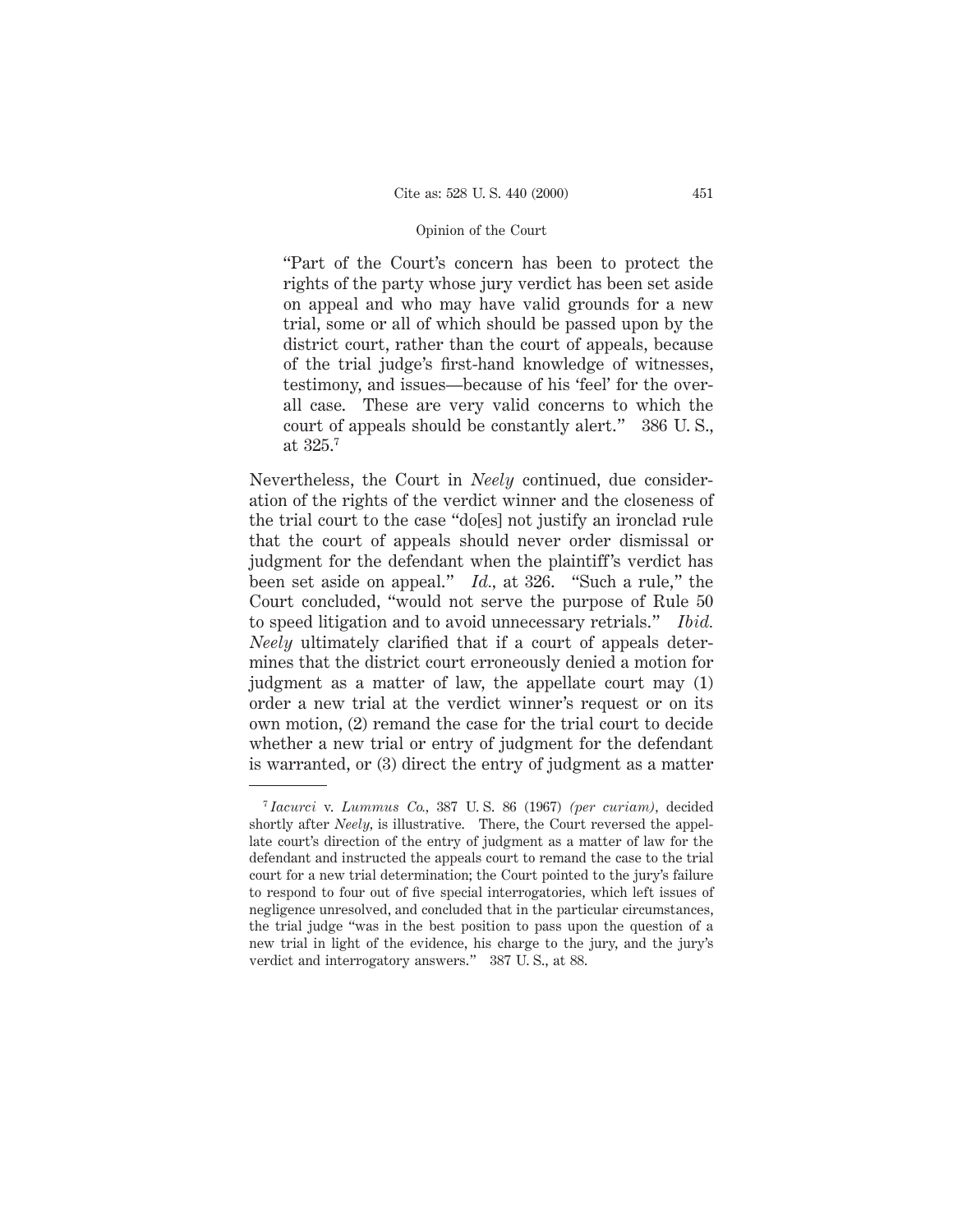> "Part of the Court's concern has been to protect the rights of the party whose jury verdict has been set aside on appeal and who may have valid grounds for a new trial, some or all of which should be passed upon by the district court, rather than the court of appeals, because of the trial judge's first-hand knowledge of witnesses, testimony, and issues—because of his 'feel' for the overall case. These are very valid concerns to which the court of appeals should be constantly alert." 386 U. S., at 325.[7]

Nevertheless, the Court in *Neely* continued, due consideration of the rights of the verdict winner and the closeness of the trial court to the case "do[es] not justify an ironclad rule that the court of appeals should never order dismissal or judgment for the defendant when the plaintiff's verdict has been set aside on appeal." *Id.,* at 326. "Such a rule," the Court concluded, "would not serve the purpose of Rule 50 to speed litigation and to avoid unnecessary retrials." *Ibid.* *Neely* ultimately clarified that if a court of appeals determines that the district court erroneously denied a motion for judgment as a matter of law, the appellate court may (1) order a new trial at the verdict winner's request or on its own motion, (2) remand the case for the trial court to decide whether a new trial or entry of judgment for the defendant is warranted, or (3) direct the entry of judgment as a matter

---

[7] *Iacurci* v. *Lummus Co.,* 387 U. S. 86 (1967) *(per curiam),* decided shortly after *Neely,* is illustrative. There, the Court reversed the appellate court's direction of the entry of judgment as a matter of law for the defendant and instructed the appeals court to remand the case to the trial court for a new trial determination; the Court pointed to the jury's failure to respond to four out of five special interrogatories, which left issues of negligence unresolved, and concluded that in the particular circumstances, the trial judge "was in the best position to pass upon the question of a new trial in light of the evidence, his charge to the jury, and the jury's verdict and interrogatory answers." 387 U. S., at 88.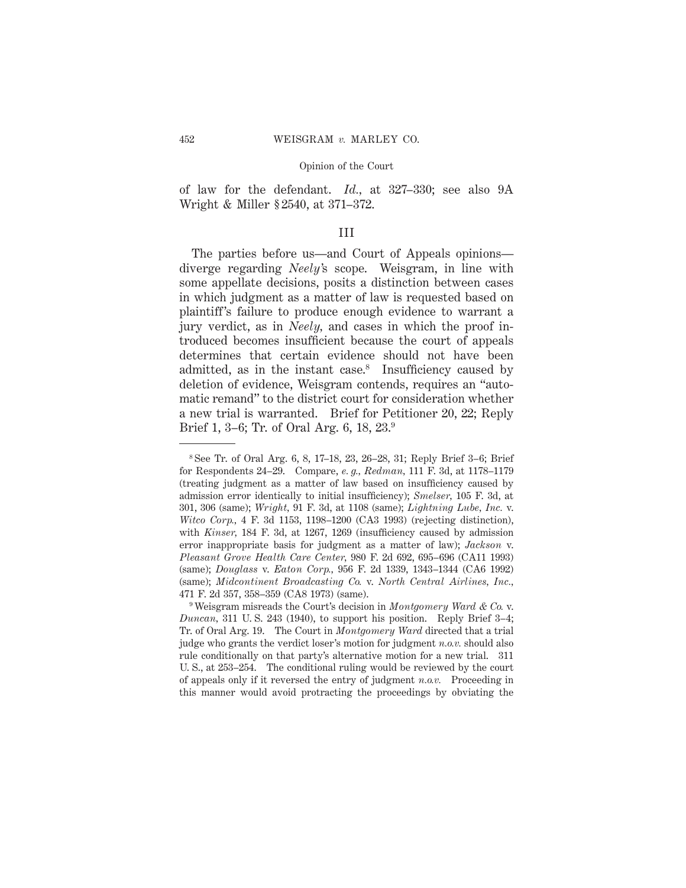of law for the defendant. *Id.*, at 327–330; see also 9A Wright & Miller § 2540, at 371–372.

## III

The parties before us—and Court of Appeals opinions—diverge regarding *Neely's* scope. Weisgram, in line with some appellate decisions, posits a distinction between cases in which judgment as a matter of law is requested based on plaintiff's failure to produce enough evidence to warrant a jury verdict, as in *Neely*, and cases in which the proof introduced becomes insufficient because the court of appeals determines that certain evidence should not have been admitted, as in the instant case.[8] Insufficiency caused by deletion of evidence, Weisgram contends, requires an "automatic remand" to the district court for consideration whether a new trial is warranted. Brief for Petitioner 20, 22; Reply Brief 1, 3–6; Tr. of Oral Arg. 6, 18, 23.[9]

---

[8] See Tr. of Oral Arg. 6, 8, 17–18, 23, 26–28, 31; Reply Brief 3–6; Brief for Respondents 24–29. Compare, *e. g., Redman*, 111 F. 3d, at 1178–1179 (treating judgment as a matter of law based on insufficiency caused by admission error identically to initial insufficiency); *Smelser*, 105 F. 3d, at 301, 306 (same); *Wright*, 91 F. 3d, at 1108 (same); *Lightning Lube, Inc.* v. *Witco Corp.*, 4 F. 3d 1153, 1198–1200 (CA3 1993) (rejecting distinction), with *Kinser*, 184 F. 3d, at 1267, 1269 (insufficiency caused by admission error inappropriate basis for judgment as a matter of law); *Jackson* v. *Pleasant Grove Health Care Center*, 980 F. 2d 692, 695–696 (CA11 1993) (same); *Douglass* v. *Eaton Corp.*, 956 F. 2d 1339, 1343–1344 (CA6 1992) (same); *Midcontinent Broadcasting Co.* v. *North Central Airlines, Inc.*, 471 F. 2d 357, 358–359 (CA8 1973) (same).

[9] Weisgram misreads the Court's decision in *Montgomery Ward & Co.* v. *Duncan*, 311 U. S. 243 (1940), to support his position. Reply Brief 3–4; Tr. of Oral Arg. 19. The Court in *Montgomery Ward* directed that a trial judge who grants the verdict loser's motion for judgment *n.o.v.* should also rule conditionally on that party's alternative motion for a new trial. 311 U. S., at 253–254. The conditional ruling would be reviewed by the court of appeals only if it reversed the entry of judgment *n.o.v.* Proceeding in this manner would avoid protracting the proceedings by obviating the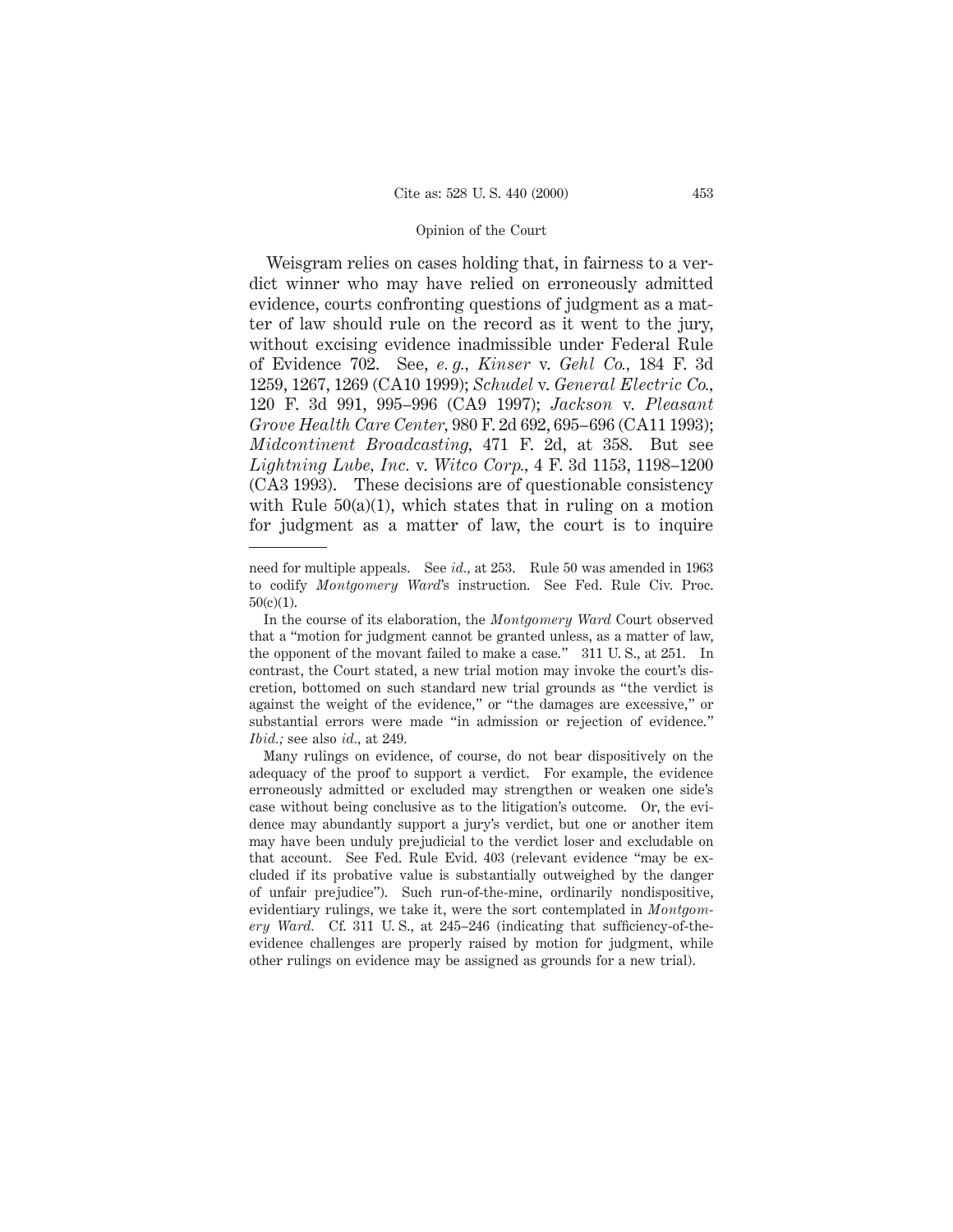Weisgram relies on cases holding that, in fairness to a verdict winner who may have relied on erroneously admitted evidence, courts confronting questions of judgment as a matter of law should rule on the record as it went to the jury, without excising evidence inadmissible under Federal Rule of Evidence 702. See, *e. g.*, *Kinser* v. *Gehl Co.*, 184 F. 3d 1259, 1267, 1269 (CA10 1999); *Schudel* v. *General Electric Co.*, 120 F. 3d 991, 995–996 (CA9 1997); *Jackson* v. *Pleasant Grove Health Care Center*, 980 F. 2d 692, 695–696 (CA11 1993); *Midcontinent Broadcasting*, 471 F. 2d, at 358. But see *Lightning Lube, Inc.* v. *Witco Corp.*, 4 F. 3d 1153, 1198–1200 (CA3 1993). These decisions are of questionable consistency with Rule 50(a)(1), which states that in ruling on a motion for judgment as a matter of law, the court is to inquire

---

need for multiple appeals. See *id.*, at 253. Rule 50 was amended in 1963 to codify *Montgomery Ward*'s instruction. See Fed. Rule Civ. Proc. 50(c)(1).

In the course of its elaboration, the *Montgomery Ward* Court observed that a "motion for judgment cannot be granted unless, as a matter of law, the opponent of the movant failed to make a case." 311 U. S., at 251. In contrast, the Court stated, a new trial motion may invoke the court's discretion, bottomed on such standard new trial grounds as "the verdict is against the weight of the evidence," or "the damages are excessive," or substantial errors were made "in admission or rejection of evidence." *Ibid.;* see also *id.*, at 249.

Many rulings on evidence, of course, do not bear dispositively on the adequacy of the proof to support a verdict. For example, the evidence erroneously admitted or excluded may strengthen or weaken one side's case without being conclusive as to the litigation's outcome. Or, the evidence may abundantly support a jury's verdict, but one or another item may have been unduly prejudicial to the verdict loser and excludable on that account. See Fed. Rule Evid. 403 (relevant evidence "may be excluded if its probative value is substantially outweighed by the danger of unfair prejudice"). Such run-of-the-mine, ordinarily nondispositive, evidentiary rulings, we take it, were the sort contemplated in *Montgomery Ward.* Cf. 311 U. S., at 245–246 (indicating that sufficiency-of-the-evidence challenges are properly raised by motion for judgment, while other rulings on evidence may be assigned as grounds for a new trial).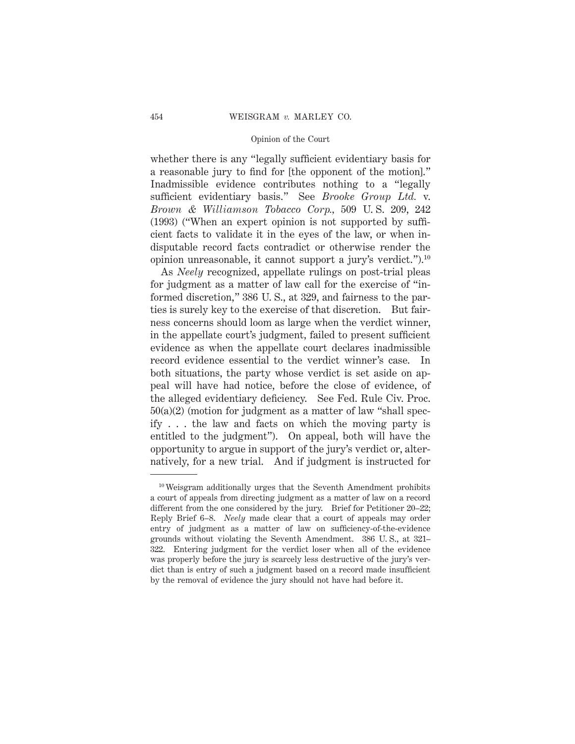whether there is any "legally sufficient evidentiary basis for a reasonable jury to find for [the opponent of the motion]." Inadmissible evidence contributes nothing to a "legally sufficient evidentiary basis." See *Brooke Group Ltd.* v. *Brown & Williamson Tobacco Corp.*, 509 U. S. 209, 242 (1993) ("When an expert opinion is not supported by sufficient facts to validate it in the eyes of the law, or when indisputable record facts contradict or otherwise render the opinion unreasonable, it cannot support a jury's verdict.").[10]

As *Neely* recognized, appellate rulings on post-trial pleas for judgment as a matter of law call for the exercise of "informed discretion," 386 U. S., at 329, and fairness to the parties is surely key to the exercise of that discretion. But fairness concerns should loom as large when the verdict winner, in the appellate court's judgment, failed to present sufficient evidence as when the appellate court declares inadmissible record evidence essential to the verdict winner's case. In both situations, the party whose verdict is set aside on appeal will have had notice, before the close of evidence, of the alleged evidentiary deficiency. See Fed. Rule Civ. Proc. 50(a)(2) (motion for judgment as a matter of law "shall specify . . . the law and facts on which the moving party is entitled to the judgment"). On appeal, both will have the opportunity to argue in support of the jury's verdict or, alternatively, for a new trial. And if judgment is instructed for

---

[10] Weisgram additionally urges that the Seventh Amendment prohibits a court of appeals from directing judgment as a matter of law on a record different from the one considered by the jury. Brief for Petitioner 20–22; Reply Brief 6–8. *Neely* made clear that a court of appeals may order entry of judgment as a matter of law on sufficiency-of-the-evidence grounds without violating the Seventh Amendment. 386 U. S., at 321–322. Entering judgment for the verdict loser when all of the evidence was properly before the jury is scarcely less destructive of the jury's verdict than is entry of such a judgment based on a record made insufficient by the removal of evidence the jury should not have had before it.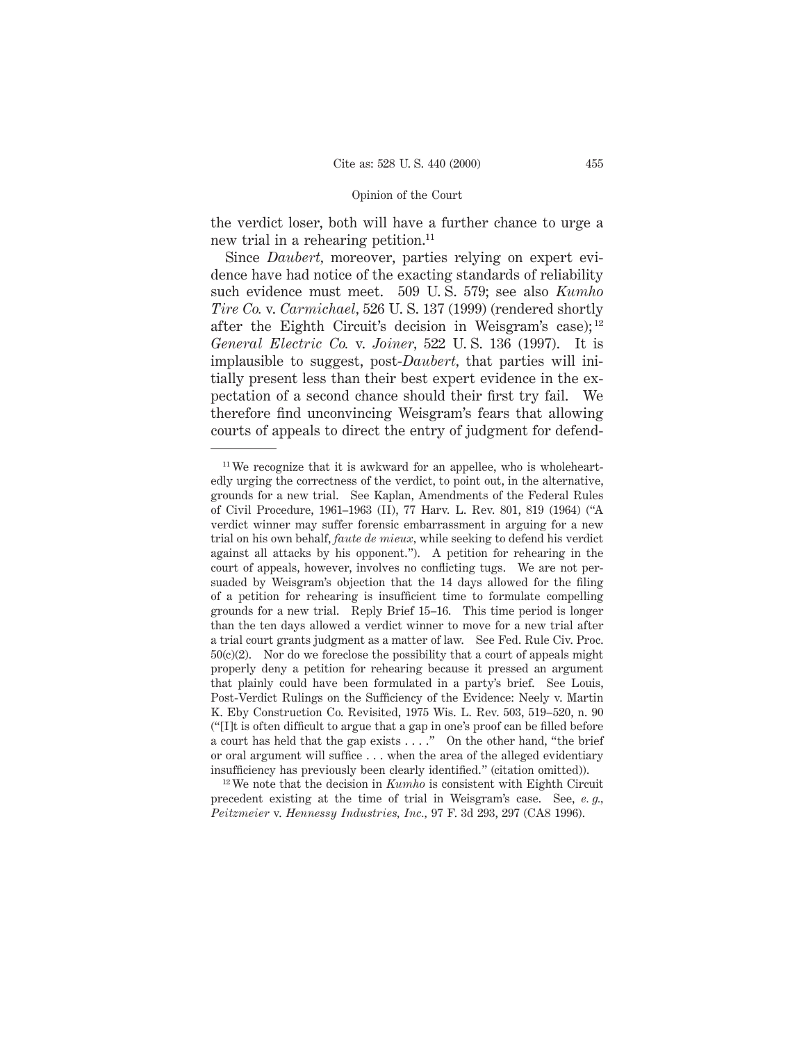the verdict loser, both will have a further chance to urge a new trial in a rehearing petition.[11]

Since *Daubert*, moreover, parties relying on expert evidence have had notice of the exacting standards of reliability such evidence must meet. 509 U. S. 579; see also *Kumho Tire Co.* v. *Carmichael*, 526 U. S. 137 (1999) (rendered shortly after the Eighth Circuit's decision in Weisgram's case);[12] *General Electric Co.* v. *Joiner*, 522 U. S. 136 (1997). It is implausible to suggest, post-*Daubert*, that parties will initially present less than their best expert evidence in the expectation of a second chance should their first try fail. We therefore find unconvincing Weisgram's fears that allowing courts of appeals to direct the entry of judgment for defend-

---

[11] We recognize that it is awkward for an appellee, who is wholeheartedly urging the correctness of the verdict, to point out, in the alternative, grounds for a new trial. See Kaplan, Amendments of the Federal Rules of Civil Procedure, 1961–1963 (II), 77 Harv. L. Rev. 801, 819 (1964) ("A verdict winner may suffer forensic embarrassment in arguing for a new trial on his own behalf, *faute de mieux*, while seeking to defend his verdict against all attacks by his opponent."). A petition for rehearing in the court of appeals, however, involves no conflicting tugs. We are not persuaded by Weisgram's objection that the 14 days allowed for the filing of a petition for rehearing is insufficient time to formulate compelling grounds for a new trial. Reply Brief 15–16. This time period is longer than the ten days allowed a verdict winner to move for a new trial after a trial court grants judgment as a matter of law. See Fed. Rule Civ. Proc. 50(c)(2). Nor do we foreclose the possibility that a court of appeals might properly deny a petition for rehearing because it pressed an argument that plainly could have been formulated in a party's brief. See Louis, Post-Verdict Rulings on the Sufficiency of the Evidence: Neely v. Martin K. Eby Construction Co. Revisited, 1975 Wis. L. Rev. 503, 519–520, n. 90 ("[I]t is often difficult to argue that a gap in one's proof can be filled before a court has held that the gap exists . . . ." On the other hand, "the brief or oral argument will suffice . . . when the area of the alleged evidentiary insufficiency has previously been clearly identified." (citation omitted)).

[12] We note that the decision in *Kumho* is consistent with Eighth Circuit precedent existing at the time of trial in Weisgram's case. See, *e. g.*, *Peitzmeier* v. *Hennessy Industries, Inc.*, 97 F. 3d 293, 297 (CA8 1996).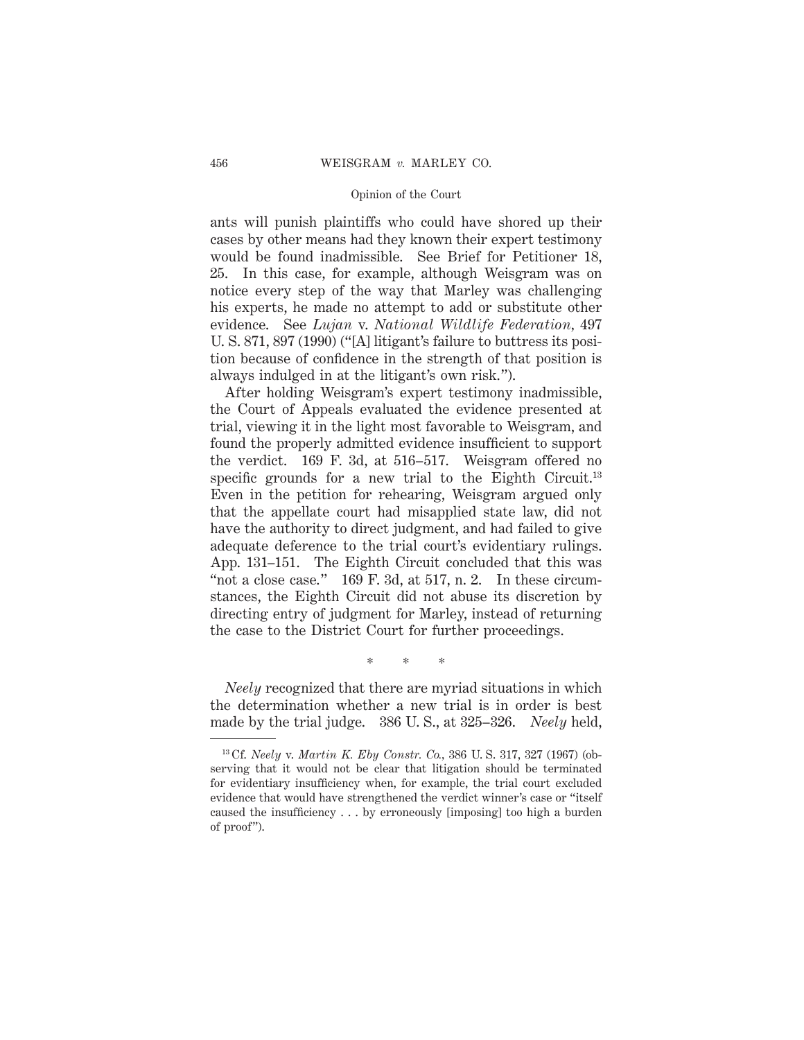ants will punish plaintiffs who could have shored up their cases by other means had they known their expert testimony would be found inadmissible. See Brief for Petitioner 18, 25. In this case, for example, although Weisgram was on notice every step of the way that Marley was challenging his experts, he made no attempt to add or substitute other evidence. See *Lujan* v. *National Wildlife Federation,* 497 U. S. 871, 897 (1990) ("[A] litigant's failure to buttress its position because of confidence in the strength of that position is always indulged in at the litigant's own risk.").

After holding Weisgram's expert testimony inadmissible, the Court of Appeals evaluated the evidence presented at trial, viewing it in the light most favorable to Weisgram, and found the properly admitted evidence insufficient to support the verdict. 169 F. 3d, at 516–517. Weisgram offered no specific grounds for a new trial to the Eighth Circuit.[13] Even in the petition for rehearing, Weisgram argued only that the appellate court had misapplied state law, did not have the authority to direct judgment, and had failed to give adequate deference to the trial court's evidentiary rulings. App. 131–151. The Eighth Circuit concluded that this was "not a close case." 169 F. 3d, at 517, n. 2. In these circumstances, the Eighth Circuit did not abuse its discretion by directing entry of judgment for Marley, instead of returning the case to the District Court for further proceedings.

\* \* \*

*Neely* recognized that there are myriad situations in which the determination whether a new trial is in order is best made by the trial judge. 386 U. S., at 325–326. *Neely* held,

---

[13] Cf. *Neely* v. *Martin K. Eby Constr. Co.,* 386 U. S. 317, 327 (1967) (observing that it would not be clear that litigation should be terminated for evidentiary insufficiency when, for example, the trial court excluded evidence that would have strengthened the verdict winner's case or "itself caused the insufficiency . . . by erroneously [imposing] too high a burden of proof").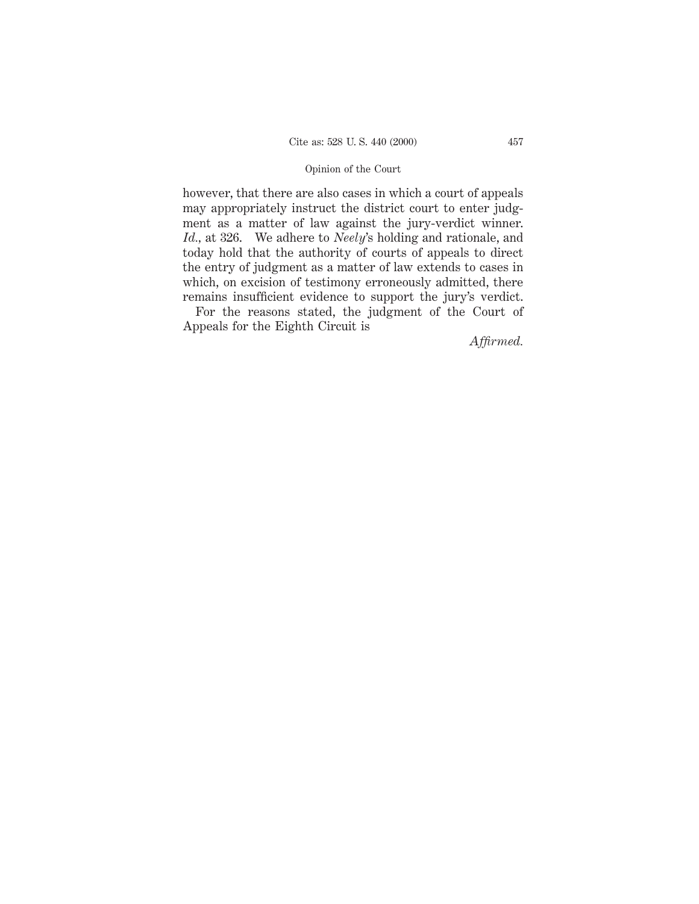however, that there are also cases in which a court of appeals may appropriately instruct the district court to enter judgment as a matter of law against the jury-verdict winner. *Id.*, at 326. We adhere to *Neely*'s holding and rationale, and today hold that the authority of courts of appeals to direct the entry of judgment as a matter of law extends to cases in which, on excision of testimony erroneously admitted, there remains insufficient evidence to support the jury's verdict.

For the reasons stated, the judgment of the Court of Appeals for the Eighth Circuit is

*Affirmed.*